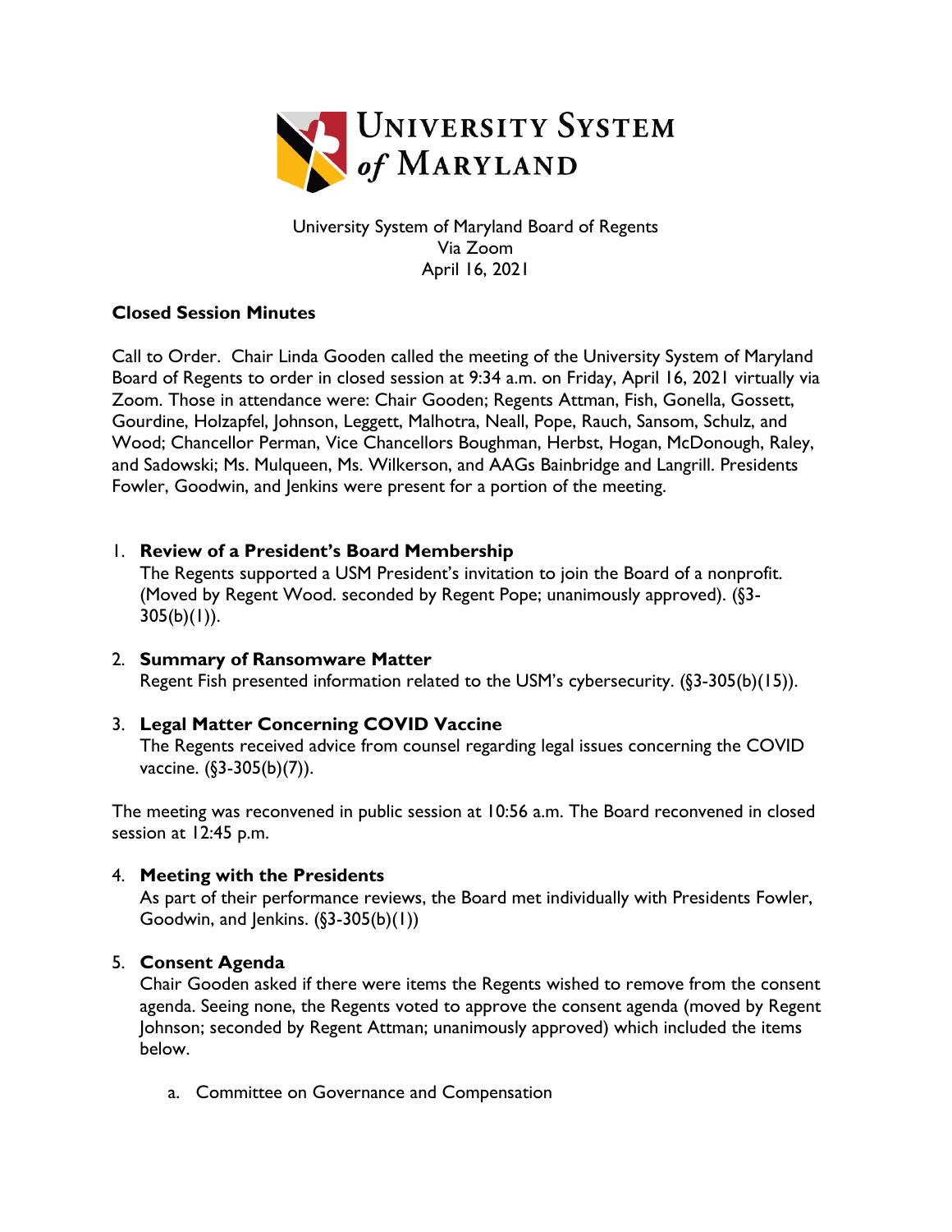University System of Maryland Board of Regents
Via Zoom
April 16, 2021

**Closed Session Minutes**

Call to Order. Chair Linda Gooden called the meeting of the University System of Maryland Board of Regents to order in closed session at 9:34 a.m. on Friday, April 16, 2021 virtually via Zoom. Those in attendance were: Chair Gooden; Regents Attman, Fish, Gonella, Gossett, Gourdine, Holzapfel, Johnson, Leggett, Malhotra, Neall, Pope, Rauch, Sansom, Schulz, and Wood; Chancellor Perman, Vice Chancellors Boughman, Herbst, Hogan, McDonough, Raley, and Sadowski; Ms. Mulqueen, Ms. Wilkerson, and AAGs Bainbridge and Langrill. Presidents Fowler, Goodwin, and Jenkins were present for a portion of the meeting.

1. **Review of a President's Board Membership**
   The Regents supported a USM President's invitation to join the Board of a nonprofit. (Moved by Regent Wood. seconded by Regent Pope; unanimously approved). (§3-305(b)(1)).

2. **Summary of Ransomware Matter**
   Regent Fish presented information related to the USM's cybersecurity. (§3-305(b)(15)).

3. **Legal Matter Concerning COVID Vaccine**
   The Regents received advice from counsel regarding legal issues concerning the COVID vaccine. (§3-305(b)(7)).

The meeting was reconvened in public session at 10:56 a.m. The Board reconvened in closed session at 12:45 p.m.

4. **Meeting with the Presidents**
   As part of their performance reviews, the Board met individually with Presidents Fowler, Goodwin, and Jenkins. (§3-305(b)(1))

5. **Consent Agenda**
   Chair Gooden asked if there were items the Regents wished to remove from the consent agenda. Seeing none, the Regents voted to approve the consent agenda (moved by Regent Johnson; seconded by Regent Attman; unanimously approved) which included the items below.

   a. Committee on Governance and Compensation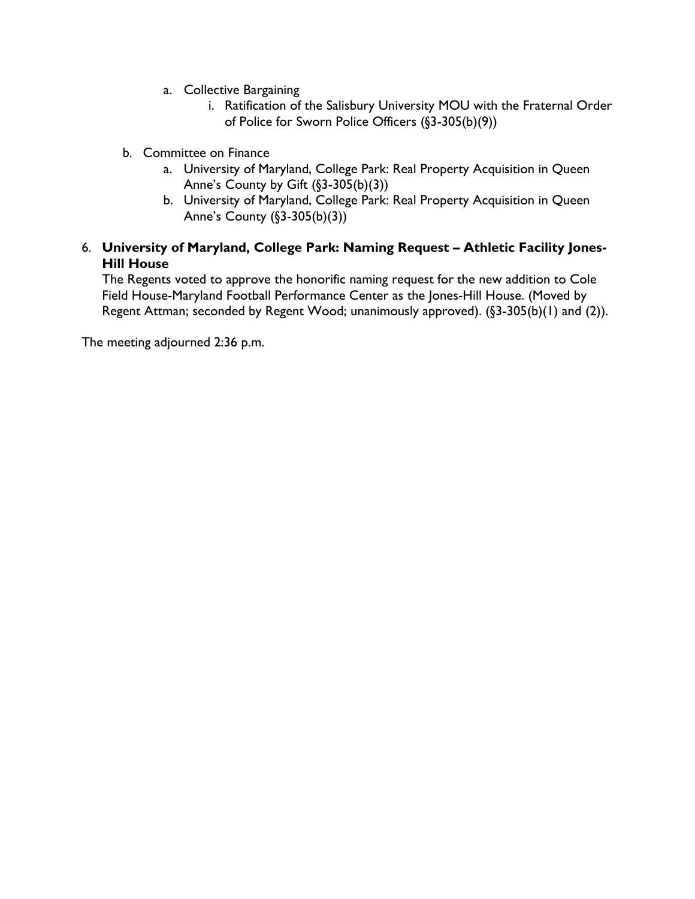a. Collective Bargaining
      i. Ratification of the Salisbury University MOU with the Fraternal Order of Police for Sworn Police Officers (§3-305(b)(9))

b. Committee on Finance
   a. University of Maryland, College Park: Real Property Acquisition in Queen Anne's County by Gift (§3-305(b)(3))
   b. University of Maryland, College Park: Real Property Acquisition in Queen Anne's County (§3-305(b)(3))

6. **University of Maryland, College Park: Naming Request – Athletic Facility Jones-Hill House**
   The Regents voted to approve the honorific naming request for the new addition to Cole Field House-Maryland Football Performance Center as the Jones-Hill House. (Moved by Regent Attman; seconded by Regent Wood; unanimously approved). (§3-305(b)(1) and (2)).

The meeting adjourned 2:36 p.m.